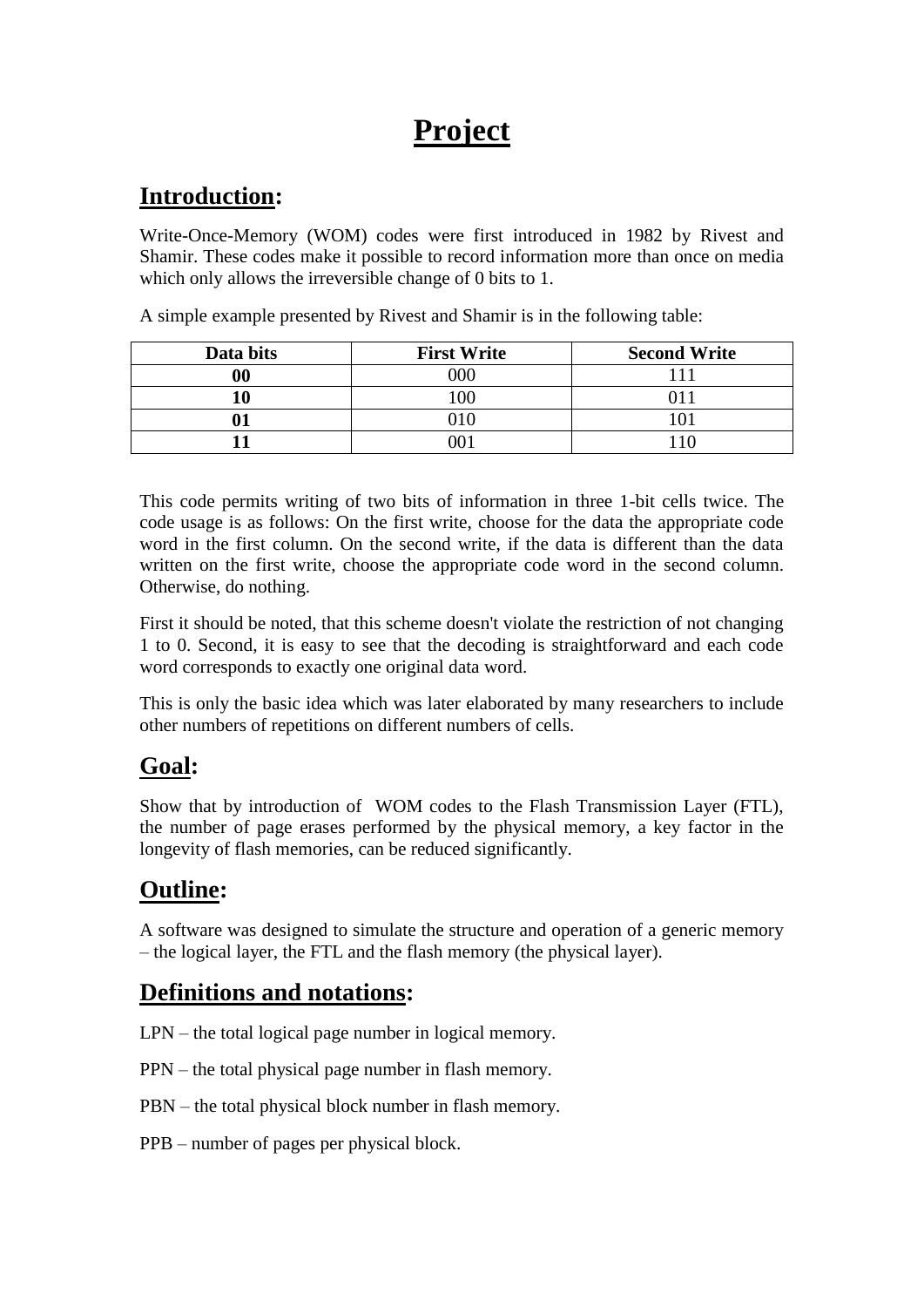# Project

## Introduction:

Write-Once-Memory (WOM) codes were first introduced in 1982 by Rivest and Shamir. These codes make it possible to record information more than once on media which only allows the irreversible change of 0 bits to 1.

A simple example presented by Rivest and Shamir is in the following table:

| Data bits | First Write | Second Write |
|---|---|---|
| **00** | 000 | 111 |
| **10** | 100 | 011 |
| **01** | 010 | 101 |
| **11** | 001 | 110 |

This code permits writing of two bits of information in three 1-bit cells twice. The code usage is as follows: On the first write, choose for the data the appropriate code word in the first column. On the second write, if the data is different than the data written on the first write, choose the appropriate code word in the second column. Otherwise, do nothing.

First it should be noted, that this scheme doesn't violate the restriction of not changing 1 to 0. Second, it is easy to see that the decoding is straightforward and each code word corresponds to exactly one original data word.

This is only the basic idea which was later elaborated by many researchers to include other numbers of repetitions on different numbers of cells.

## Goal:

Show that by introduction of WOM codes to the Flash Transmission Layer (FTL), the number of page erases performed by the physical memory, a key factor in the longevity of flash memories, can be reduced significantly.

## Outline:

A software was designed to simulate the structure and operation of a generic memory – the logical layer, the FTL and the flash memory (the physical layer).

## Definitions and notations:

LPN – the total logical page number in logical memory.

PPN – the total physical page number in flash memory.

PBN – the total physical block number in flash memory.

PPB – number of pages per physical block.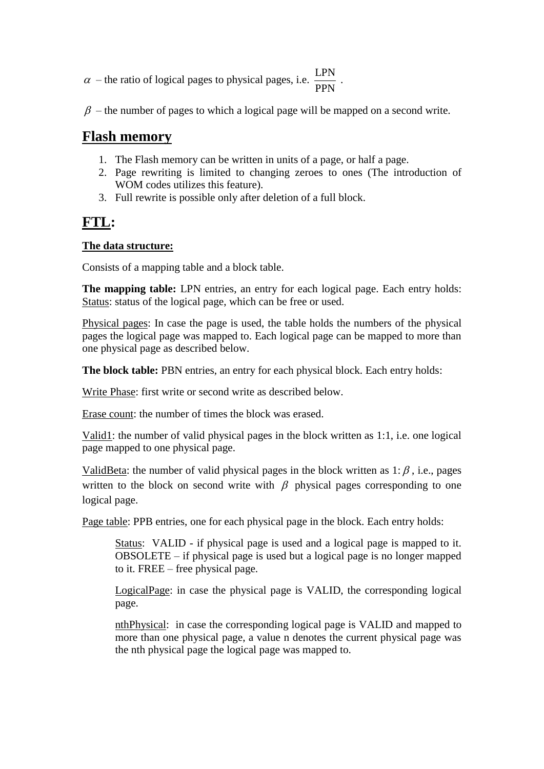$\alpha$ – the ratio of logical pages to physical pages, i.e. $\frac{\text{LPN}}{\text{PPN}}$ .

$\beta$ – the number of pages to which a logical page will be mapped on a second write.

## Flash memory

1. The Flash memory can be written in units of a page, or half a page.
2. Page rewriting is limited to changing zeroes to ones (The introduction of WOM codes utilizes this feature).
3. Full rewrite is possible only after deletion of a full block.

## FTL:

**The data structure:**

Consists of a mapping table and a block table.

**The mapping table:** LPN entries, an entry for each logical page. Each entry holds: Status: status of the logical page, which can be free or used.

Physical pages: In case the page is used, the table holds the numbers of the physical pages the logical page was mapped to. Each logical page can be mapped to more than one physical page as described below.

**The block table:** PBN entries, an entry for each physical block. Each entry holds:

Write Phase: first write or second write as described below.

Erase count: the number of times the block was erased.

Valid1: the number of valid physical pages in the block written as 1:1, i.e. one logical page mapped to one physical page.

ValidBeta: the number of valid physical pages in the block written as 1:$\beta$, i.e., pages written to the block on second write with $\beta$ physical pages corresponding to one logical page.

Page table: PPB entries, one for each physical page in the block. Each entry holds:

> Status: VALID - if physical page is used and a logical page is mapped to it. OBSOLETE – if physical page is used but a logical page is no longer mapped to it. FREE – free physical page.
>
> LogicalPage: in case the physical page is VALID, the corresponding logical page.
>
> nthPhysical: in case the corresponding logical page is VALID and mapped to more than one physical page, a value n denotes the current physical page was the nth physical page the logical page was mapped to.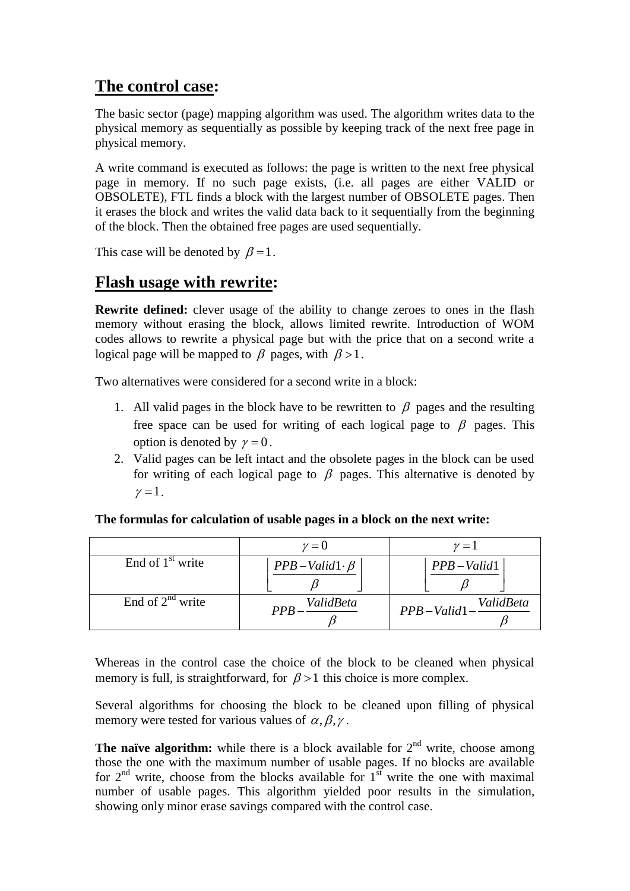## The control case:

The basic sector (page) mapping algorithm was used. The algorithm writes data to the physical memory as sequentially as possible by keeping track of the next free page in physical memory.

A write command is executed as follows: the page is written to the next free physical page in memory. If no such page exists, (i.e. all pages are either VALID or OBSOLETE), FTL finds a block with the largest number of OBSOLETE pages. Then it erases the block and writes the valid data back to it sequentially from the beginning of the block. Then the obtained free pages are used sequentially.

This case will be denoted by $\beta = 1$.

## Flash usage with rewrite:

**Rewrite defined:** clever usage of the ability to change zeroes to ones in the flash memory without erasing the block, allows limited rewrite. Introduction of WOM codes allows to rewrite a physical page but with the price that on a second write a logical page will be mapped to $\beta$ pages, with $\beta > 1$.

Two alternatives were considered for a second write in a block:

1. All valid pages in the block have to be rewritten to $\beta$ pages and the resulting free space can be used for writing of each logical page to $\beta$ pages. This option is denoted by $\gamma = 0$.
2. Valid pages can be left intact and the obsolete pages in the block can be used for writing of each logical page to $\beta$ pages. This alternative is denoted by $\gamma = 1$.

**The formulas for calculation of usable pages in a block on the next write:**

| | $\gamma = 0$ | $\gamma = 1$ |
|---|---|---|
| End of 1st write | $\left\lfloor \frac{PPB - Valid1 \cdot \beta}{\beta} \right\rfloor$ | $\left\lfloor \frac{PPB - Valid1}{\beta} \right\rfloor$ |
| End of 2nd write | $PPB - \frac{ValidBeta}{\beta}$ | $PPB - Valid1 - \frac{ValidBeta}{\beta}$ |

Whereas in the control case the choice of the block to be cleaned when physical memory is full, is straightforward, for $\beta > 1$ this choice is more complex.

Several algorithms for choosing the block to be cleaned upon filling of physical memory were tested for various values of $\alpha, \beta, \gamma$.

**The naïve algorithm:** while there is a block available for 2nd write, choose among those the one with the maximum number of usable pages. If no blocks are available for 2nd write, choose from the blocks available for 1st write the one with maximal number of usable pages. This algorithm yielded poor results in the simulation, showing only minor erase savings compared with the control case.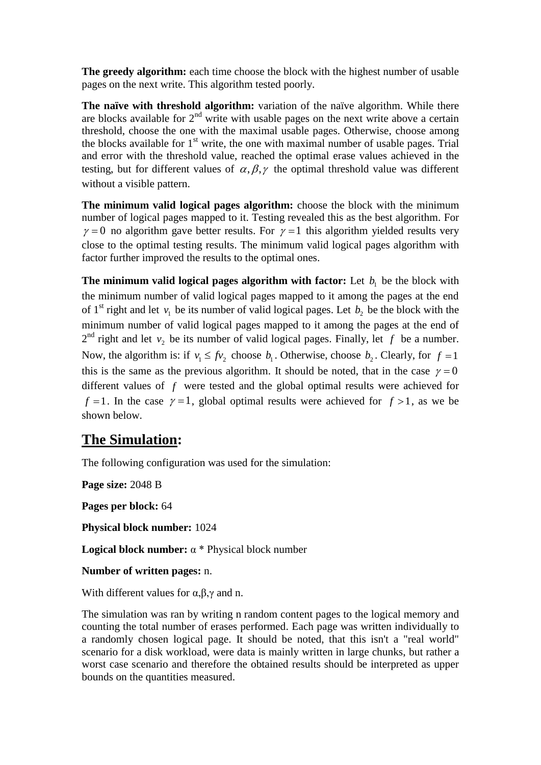**The greedy algorithm:** each time choose the block with the highest number of usable pages on the next write. This algorithm tested poorly.

**The naïve with threshold algorithm:** variation of the naïve algorithm. While there are blocks available for 2nd write with usable pages on the next write above a certain threshold, choose the one with the maximal usable pages. Otherwise, choose among the blocks available for 1st write, the one with maximal number of usable pages. Trial and error with the threshold value, reached the optimal erase values achieved in the testing, but for different values of $\alpha, \beta, \gamma$ the optimal threshold value was different without a visible pattern.

**The minimum valid logical pages algorithm:** choose the block with the minimum number of logical pages mapped to it. Testing revealed this as the best algorithm. For $\gamma = 0$ no algorithm gave better results. For $\gamma = 1$ this algorithm yielded results very close to the optimal testing results. The minimum valid logical pages algorithm with factor further improved the results to the optimal ones.

**The minimum valid logical pages algorithm with factor:** Let $b_1$ be the block with the minimum number of valid logical pages mapped to it among the pages at the end of 1st right and let $v_1$ be its number of valid logical pages. Let $b_2$ be the block with the minimum number of valid logical pages mapped to it among the pages at the end of 2nd right and let $v_2$ be its number of valid logical pages. Finally, let $f$ be a number. Now, the algorithm is: if $v_1 \leq f v_2$ choose $b_1$. Otherwise, choose $b_2$. Clearly, for $f = 1$ this is the same as the previous algorithm. It should be noted, that in the case $\gamma = 0$ different values of $f$ were tested and the global optimal results were achieved for $f = 1$. In the case $\gamma = 1$, global optimal results were achieved for $f > 1$, as we be shown below.

## The Simulation:

The following configuration was used for the simulation:

**Page size:** 2048 B

**Pages per block:** 64

**Physical block number:** 1024

**Logical block number:** α * Physical block number

**Number of written pages:** n.

With different values for α,β,γ and n.

The simulation was ran by writing n random content pages to the logical memory and counting the total number of erases performed. Each page was written individually to a randomly chosen logical page. It should be noted, that this isn't a "real world" scenario for a disk workload, were data is mainly written in large chunks, but rather a worst case scenario and therefore the obtained results should be interpreted as upper bounds on the quantities measured.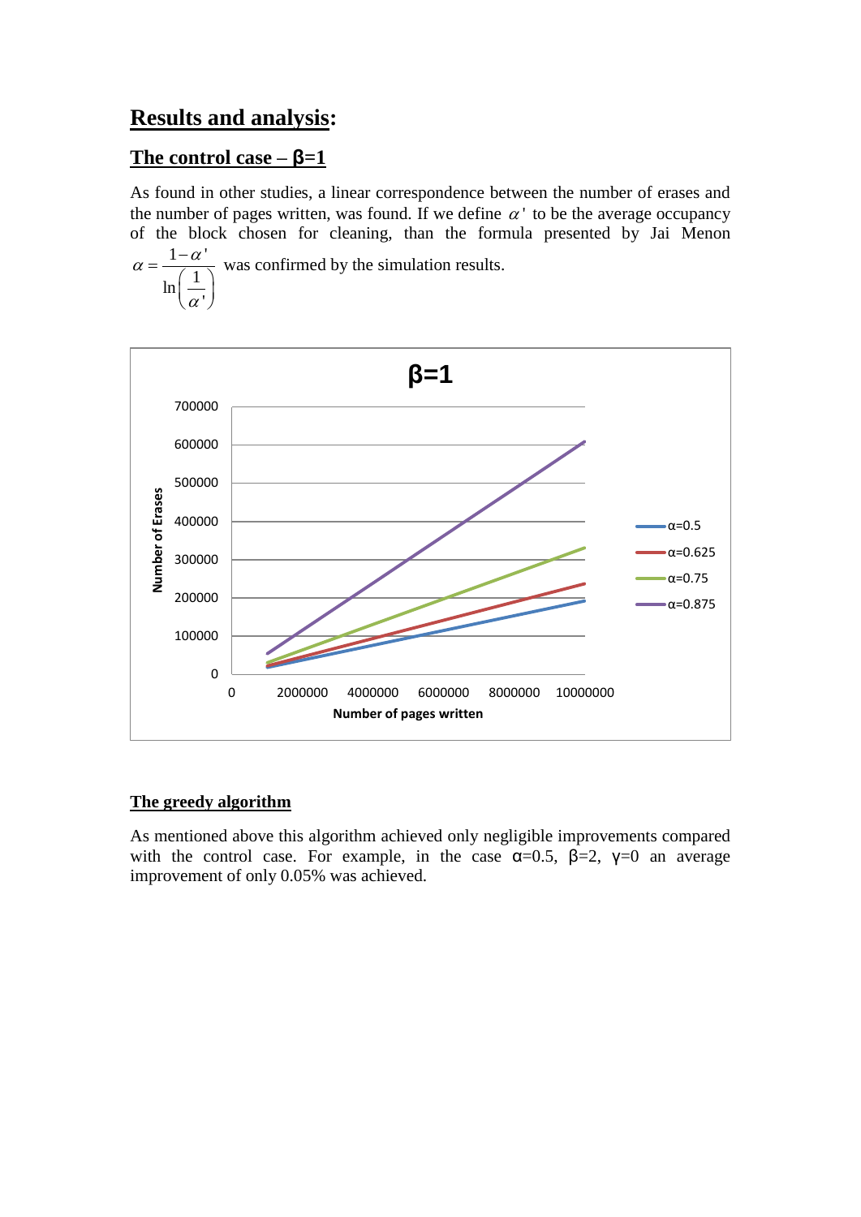## Results and analysis:

### The control case – β=1

As found in other studies, a linear correspondence between the number of erases and the number of pages written, was found. If we define $\alpha'$ to be the average occupancy of the block chosen for cleaning, than the formula presented by Jai Menon $\alpha = \frac{1-\alpha'}{\ln\left(\frac{1}{\alpha'}\right)}$ was confirmed by the simulation results.

### The greedy algorithm

As mentioned above this algorithm achieved only negligible improvements compared with the control case. For example, in the case α=0.5, β=2, γ=0 an average improvement of only 0.05% was achieved.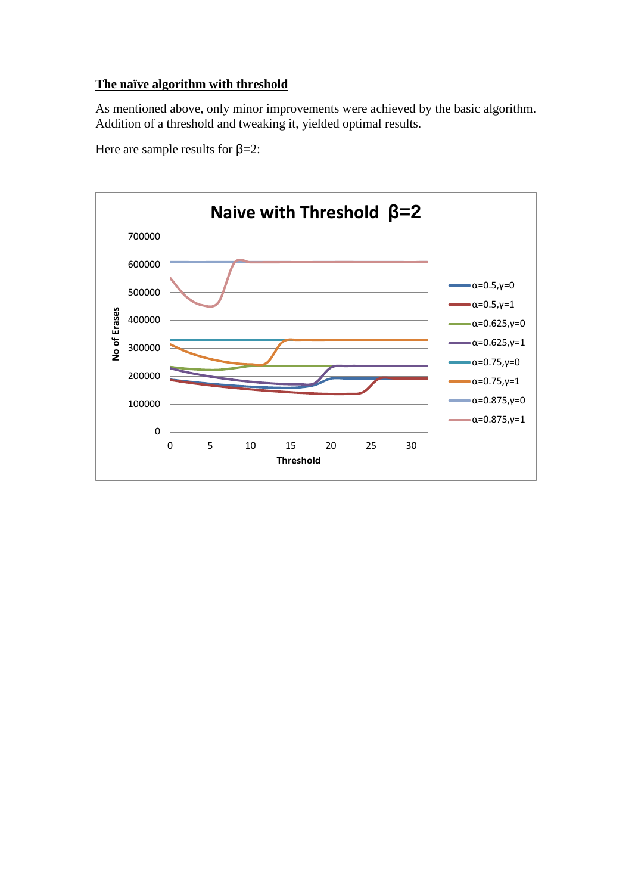## The naïve algorithm with threshold

As mentioned above, only minor improvements were achieved by the basic algorithm. Addition of a threshold and tweaking it, yielded optimal results.

Here are sample results for $\beta=2$: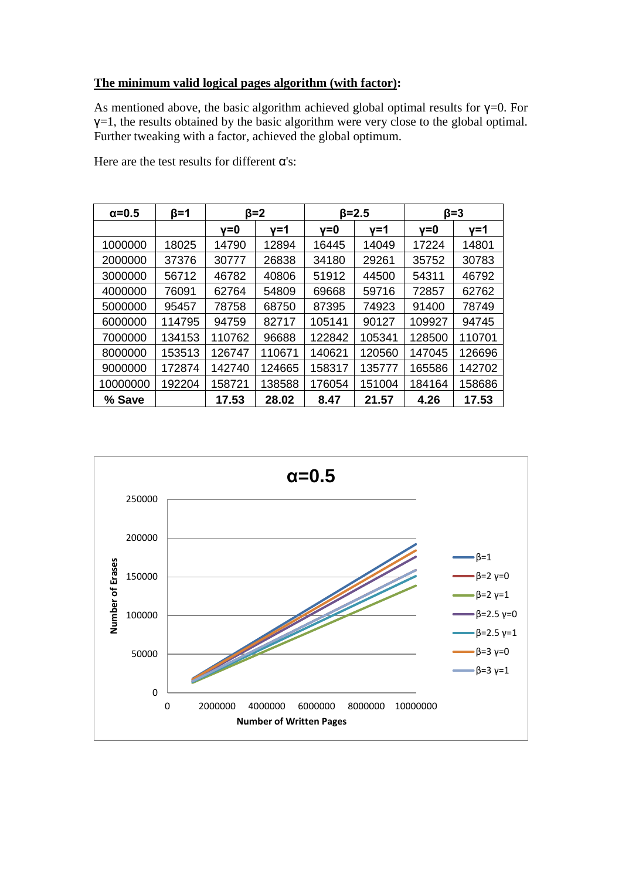**The minimum valid logical pages algorithm (with factor):**

As mentioned above, the basic algorithm achieved global optimal results for γ=0. For γ=1, the results obtained by the basic algorithm were very close to the global optimal. Further tweaking with a factor, achieved the global optimum.

Here are the test results for different α's:

| α=0.5 | β=1 | β=2 | | β=2.5 | | β=3 | |
|---|---|---|---|---|---|---|---|
| | | γ=0 | γ=1 | γ=0 | γ=1 | γ=0 | γ=1 |
| 1000000 | 18025 | 14790 | 12894 | 16445 | 14049 | 17224 | 14801 |
| 2000000 | 37376 | 30777 | 26838 | 34180 | 29261 | 35752 | 30783 |
| 3000000 | 56712 | 46782 | 40806 | 51912 | 44500 | 54311 | 46792 |
| 4000000 | 76091 | 62764 | 54809 | 69668 | 59716 | 72857 | 62762 |
| 5000000 | 95457 | 78758 | 68750 | 87395 | 74923 | 91400 | 78749 |
| 6000000 | 114795 | 94759 | 82717 | 105141 | 90127 | 109927 | 94745 |
| 7000000 | 134153 | 110762 | 96688 | 122842 | 105341 | 128500 | 110701 |
| 8000000 | 153513 | 126747 | 110671 | 140621 | 120560 | 147045 | 126696 |
| 9000000 | 172874 | 142740 | 124665 | 158317 | 135777 | 165586 | 142702 |
| 10000000 | 192204 | 158721 | 138588 | 176054 | 151004 | 184164 | 158686 |
| **% Save** | | **17.53** | **28.02** | **8.47** | **21.57** | **4.26** | **17.53** |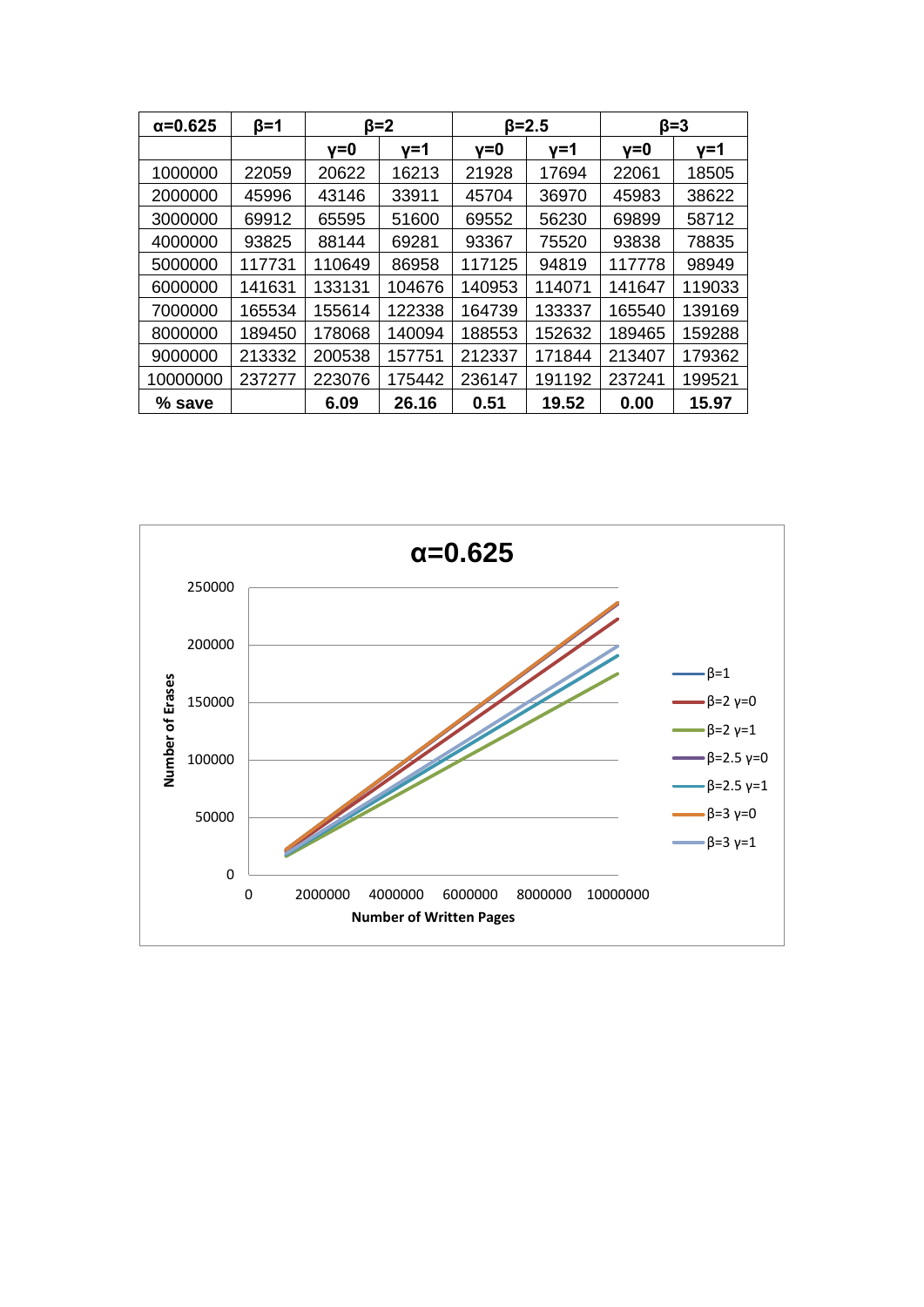| α=0.625 | β=1 | β=2 | | β=2.5 | | β=3 | |
|---|---|---|---|---|---|---|---|
| | | γ=0 | γ=1 | γ=0 | γ=1 | γ=0 | γ=1 |
| 1000000 | 22059 | 20622 | 16213 | 21928 | 17694 | 22061 | 18505 |
| 2000000 | 45996 | 43146 | 33911 | 45704 | 36970 | 45983 | 38622 |
| 3000000 | 69912 | 65595 | 51600 | 69552 | 56230 | 69899 | 58712 |
| 4000000 | 93825 | 88144 | 69281 | 93367 | 75520 | 93838 | 78835 |
| 5000000 | 117731 | 110649 | 86958 | 117125 | 94819 | 117778 | 98949 |
| 6000000 | 141631 | 133131 | 104676 | 140953 | 114071 | 141647 | 119033 |
| 7000000 | 165534 | 155614 | 122338 | 164739 | 133337 | 165540 | 139169 |
| 8000000 | 189450 | 178068 | 140094 | 188553 | 152632 | 189465 | 159288 |
| 9000000 | 213332 | 200538 | 157751 | 212337 | 171844 | 213407 | 179362 |
| 10000000 | 237277 | 223076 | 175442 | 236147 | 191192 | 237241 | 199521 |
| **% save** | | **6.09** | **26.16** | **0.51** | **19.52** | **0.00** | **15.97** |

**α=0.625**

Chart: Number of Erases (y-axis, 0–250000) vs. Number of Written Pages (x-axis, 0–10000000). Series: β=1, β=2 γ=0, β=2 γ=1, β=2.5 γ=0, β=2.5 γ=1, β=3 γ=0, β=3 γ=1.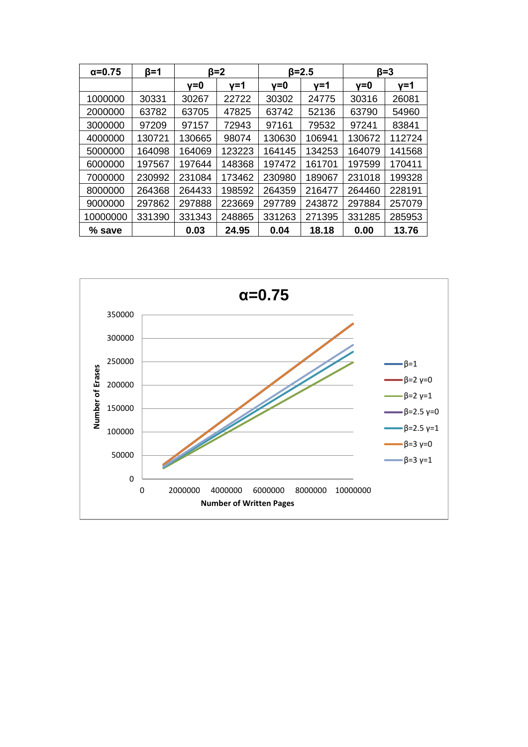| α=0.75 | β=1 | β=2 | | β=2.5 | | β=3 | |
|---|---|---|---|---|---|---|---|
| | | γ=0 | γ=1 | γ=0 | γ=1 | γ=0 | γ=1 |
| 1000000 | 30331 | 30267 | 22722 | 30302 | 24775 | 30316 | 26081 |
| 2000000 | 63782 | 63705 | 47825 | 63742 | 52136 | 63790 | 54960 |
| 3000000 | 97209 | 97157 | 72943 | 97161 | 79532 | 97241 | 83841 |
| 4000000 | 130721 | 130665 | 98074 | 130630 | 106941 | 130672 | 112724 |
| 5000000 | 164098 | 164069 | 123223 | 164145 | 134253 | 164079 | 141568 |
| 6000000 | 197567 | 197644 | 148368 | 197472 | 161701 | 197599 | 170411 |
| 7000000 | 230992 | 231084 | 173462 | 230980 | 189067 | 231018 | 199328 |
| 8000000 | 264368 | 264433 | 198592 | 264359 | 216477 | 264460 | 228191 |
| 9000000 | 297862 | 297888 | 223669 | 297789 | 243872 | 297884 | 257079 |
| 10000000 | 331390 | 331343 | 248865 | 331263 | 271395 | 331285 | 285953 |
| **% save** | | **0.03** | **24.95** | **0.04** | **18.18** | **0.00** | **13.76** |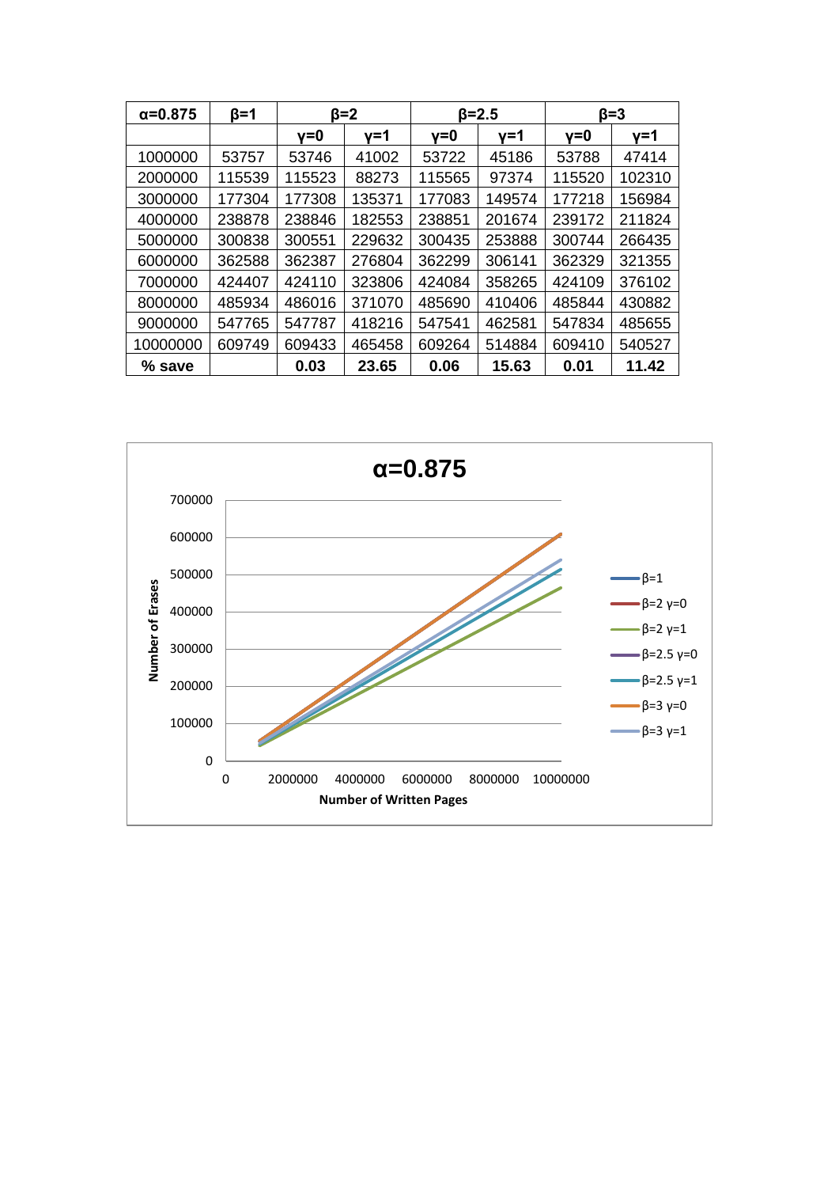| α=0.875 | β=1 | β=2 | | β=2.5 | | β=3 | |
|---|---|---|---|---|---|---|---|
| | | γ=0 | γ=1 | γ=0 | γ=1 | γ=0 | γ=1 |
| 1000000 | 53757 | 53746 | 41002 | 53722 | 45186 | 53788 | 47414 |
| 2000000 | 115539 | 115523 | 88273 | 115565 | 97374 | 115520 | 102310 |
| 3000000 | 177304 | 177308 | 135371 | 177083 | 149574 | 177218 | 156984 |
| 4000000 | 238878 | 238846 | 182553 | 238851 | 201674 | 239172 | 211824 |
| 5000000 | 300838 | 300551 | 229632 | 300435 | 253888 | 300744 | 266435 |
| 6000000 | 362588 | 362387 | 276804 | 362299 | 306141 | 362329 | 321355 |
| 7000000 | 424407 | 424110 | 323806 | 424084 | 358265 | 424109 | 376102 |
| 8000000 | 485934 | 486016 | 371070 | 485690 | 410406 | 485844 | 430882 |
| 9000000 | 547765 | 547787 | 418216 | 547541 | 462581 | 547834 | 485655 |
| 10000000 | 609749 | 609433 | 465458 | 609264 | 514884 | 609410 | 540527 |
| **% save** | | **0.03** | **23.65** | **0.06** | **15.63** | **0.01** | **11.42** |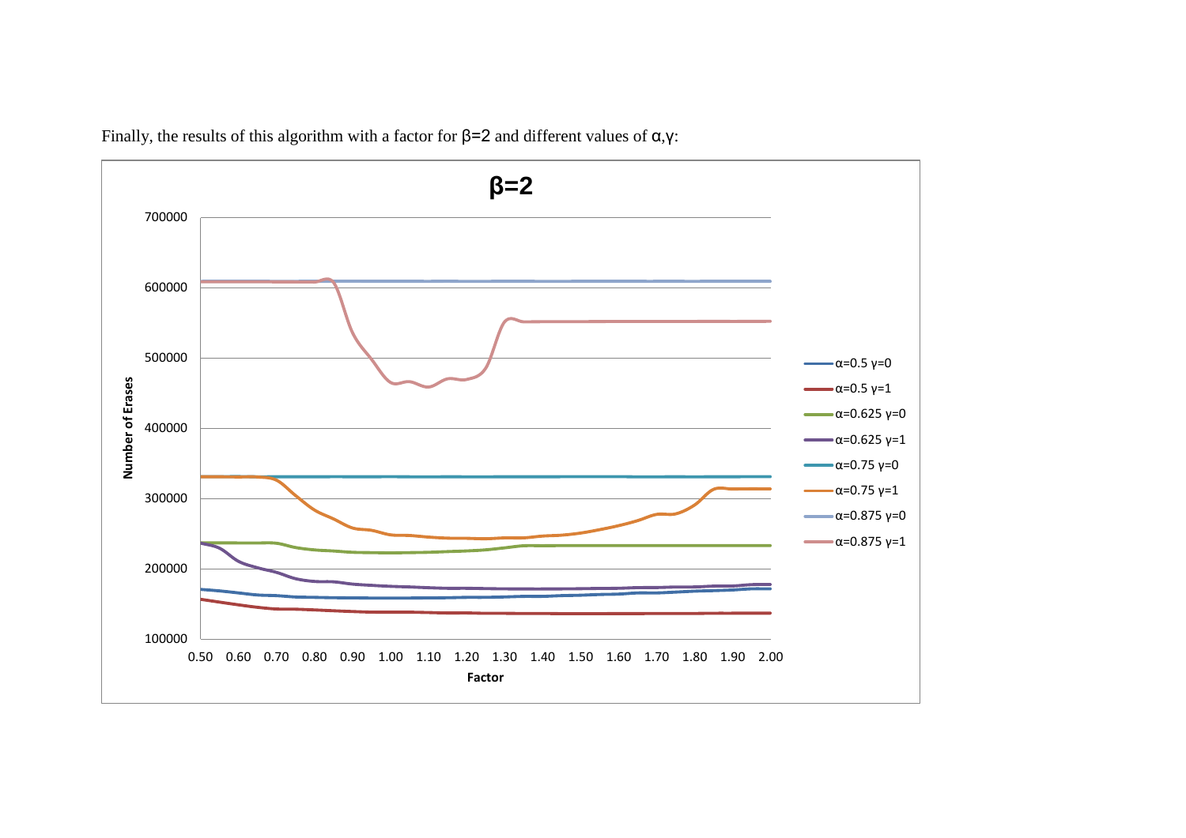Finally, the results of this algorithm with a factor for $\beta=2$ and different values of $\alpha,\gamma$:

**β=2**

700000
600000
500000
400000
300000
200000
100000

Number of Erases

0.50 0.60 0.70 0.80 0.90 1.00 1.10 1.20 1.30 1.40 1.50 1.60 1.70 1.80 1.90 2.00

Factor

α=0.5 γ=0
α=0.5 γ=1
α=0.625 γ=0
α=0.625 γ=1
α=0.75 γ=0
α=0.75 γ=1
α=0.875 γ=0
α=0.875 γ=1